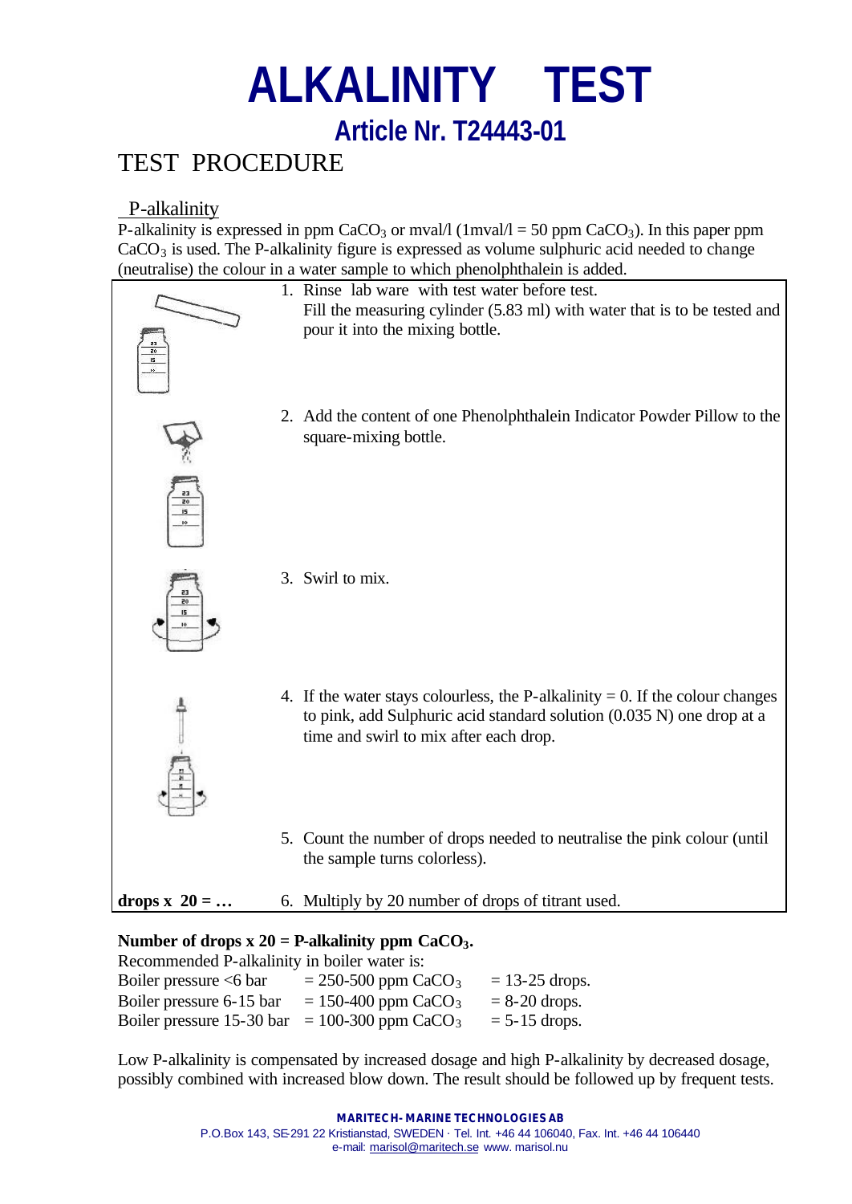# ALKALINITY TEST

## Article Nr. T24443-01

## TEST PROCEDURE

### P-alkalinity

P-alkalinity is expressed in ppm $CaCO_3$ or mval/l (1mval/l = 50 ppm $CaCO_3$). In this paper ppm $CaCO_3$ is used. The P-alkalinity figure is expressed as volume sulphuric acid needed to change (neutralise) the colour in a water sample to which phenolphthalein is added.

1. Rinse lab ware with test water before test.
   Fill the measuring cylinder (5.83 ml) with water that is to be tested and pour it into the mixing bottle.
2. Add the content of one Phenolphthalein Indicator Powder Pillow to the square-mixing bottle.
3. Swirl to mix.
4. If the water stays colourless, the P-alkalinity = 0. If the colour changes to pink, add Sulphuric acid standard solution (0.035 N) one drop at a time and swirl to mix after each drop.
5. Count the number of drops needed to neutralise the pink colour (until the sample turns colorless).

**drops x 20 = …**

6. Multiply by 20 number of drops of titrant used.

**Number of drops x 20 = P-alkalinity ppm $CaCO_3$.**

Recommended P-alkalinity in boiler water is:

| | | |
|---|---|---|
| Boiler pressure <6 bar | = 250-500 ppm $CaCO_3$ | = 13-25 drops. |
| Boiler pressure 6-15 bar | = 150-400 ppm $CaCO_3$ | = 8-20 drops. |
| Boiler pressure 15-30 bar | = 100-300 ppm $CaCO_3$ | = 5-15 drops. |

Low P-alkalinity is compensated by increased dosage and high P-alkalinity by decreased dosage, possibly combined with increased blow down. The result should be followed up by frequent tests.

**MARITECH- MARINE TECHNOLOGIES AB**
P.O.Box 143, SE-291 22 Kristianstad, SWEDEN · Tel. Int. +46 44 106040, Fax. Int. +46 44 106440
e-mail: marisol@maritech.se www. marisol.nu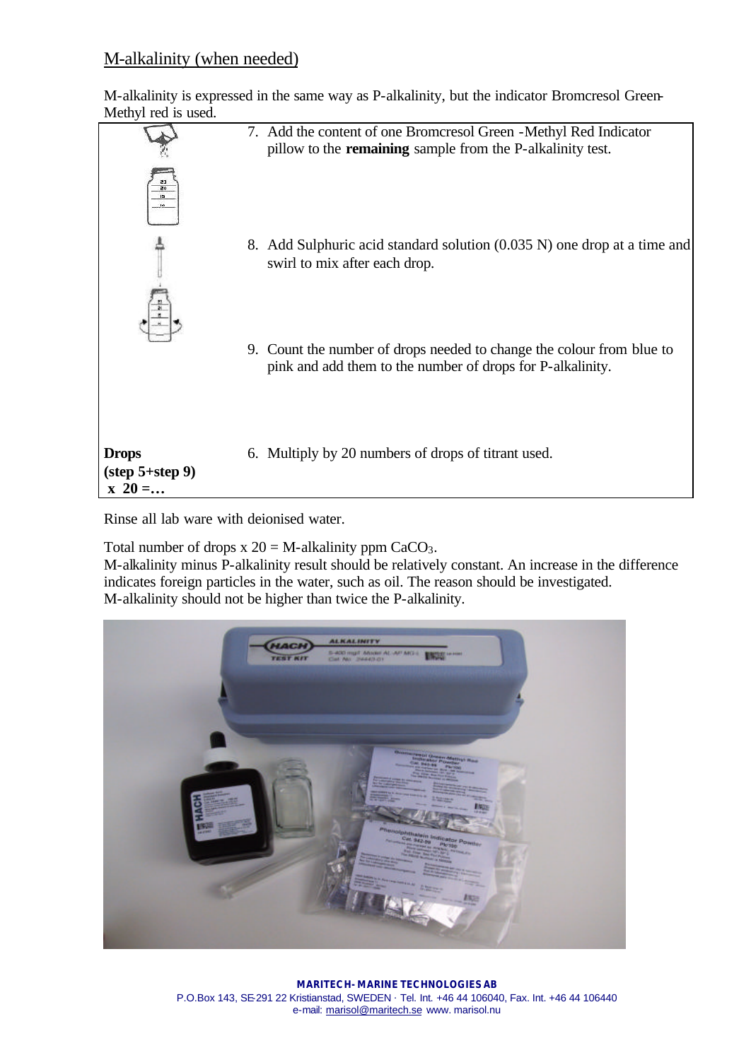## M-alkalinity (when needed)

M-alkalinity is expressed in the same way as P-alkalinity, but the indicator Bromcresol Green-Methyl red is used.

| | |
|---|---|
| | 7. Add the content of one Bromcresol Green -Methyl Red Indicator pillow to the **remaining** sample from the P-alkalinity test. |
| | 8. Add Sulphuric acid standard solution (0.035 N) one drop at a time and swirl to mix after each drop. |
| | 9. Count the number of drops needed to change the colour from blue to pink and add them to the number of drops for P-alkalinity. |
| **Drops (step 5+step 9) x 20 =…** | 6. Multiply by 20 numbers of drops of titrant used. |

Rinse all lab ware with deionised water.

Total number of drops x 20 = M-alkalinity ppm $CaCO_3$.

M-alkalinity minus P-alkalinity result should be relatively constant. An increase in the difference indicates foreign particles in the water, such as oil. The reason should be investigated.

M-alkalinity should not be higher than twice the P-alkalinity.

**MARITECH- MARINE TECHNOLOGIES AB**
P.O.Box 143, SE-291 22 Kristianstad, SWEDEN · Tel. Int. +46 44 106040, Fax. Int. +46 44 106440
e-mail: marisol@maritech.se www. marisol.nu